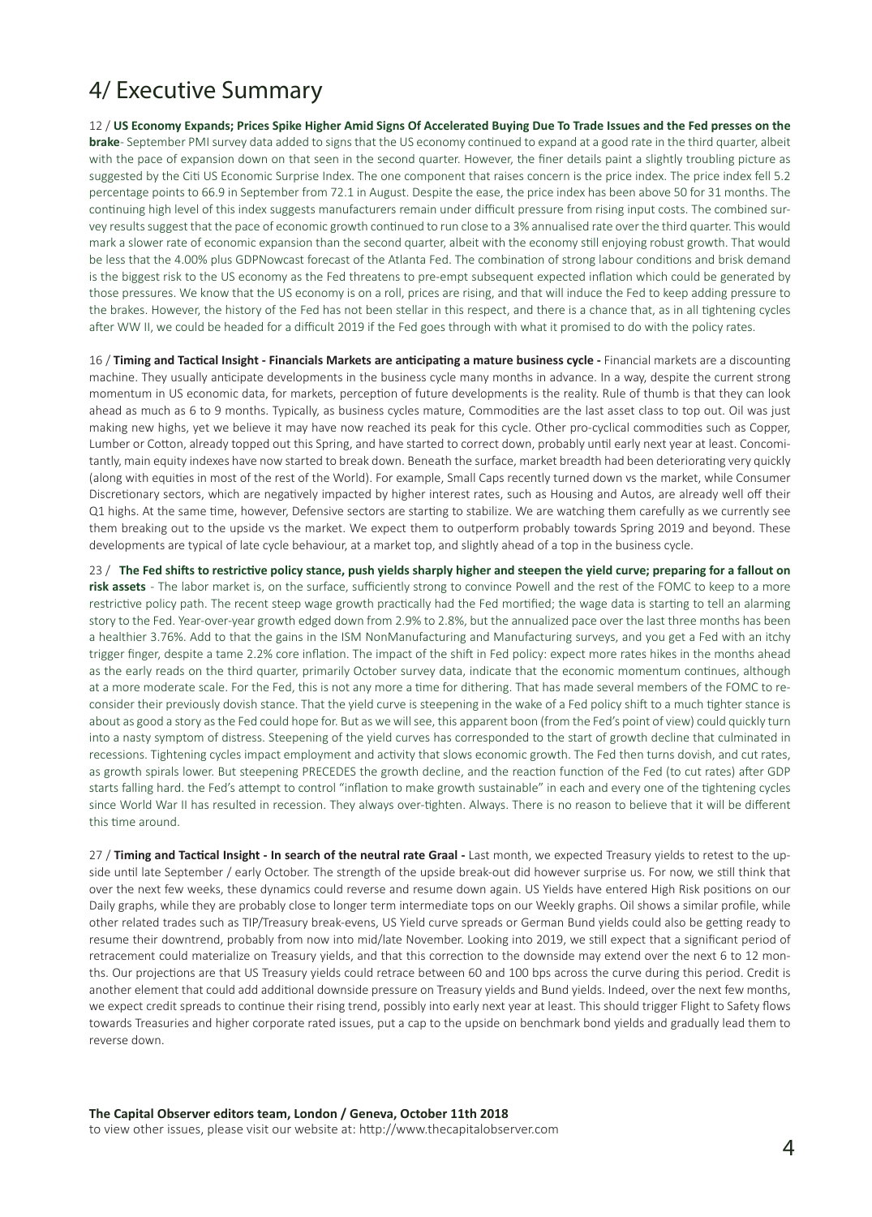# 4/ Executive Summary

12 / **US Economy Expands; Prices Spike Higher Amid Signs Of Accelerated Buying Due To Trade Issues and the Fed presses on the brake**- September PMI survey data added to signs that the US economy continued to expand at a good rate in the third quarter, albeit with the pace of expansion down on that seen in the second quarter. However, the finer details paint a slightly troubling picture as suggested by the Citi US Economic Surprise Index. The one component that raises concern is the price index. The price index fell 5.2 percentage points to 66.9 in September from 72.1 in August. Despite the ease, the price index has been above 50 for 31 months. The continuing high level of this index suggests manufacturers remain under difficult pressure from rising input costs. The combined survey results suggest that the pace of economic growth continued to run close to a 3% annualised rate over the third quarter. This would mark a slower rate of economic expansion than the second quarter, albeit with the economy still enjoying robust growth. That would be less that the 4.00% plus GDPNowcast forecast of the Atlanta Fed. The combination of strong labour conditions and brisk demand is the biggest risk to the US economy as the Fed threatens to pre-empt subsequent expected inflation which could be generated by those pressures. We know that the US economy is on a roll, prices are rising, and that will induce the Fed to keep adding pressure to the brakes. However, the history of the Fed has not been stellar in this respect, and there is a chance that, as in all tightening cycles after WW II, we could be headed for a difficult 2019 if the Fed goes through with what it promised to do with the policy rates.

16 / **Timing and Tactical Insight - Financials Markets are anticipating a mature business cycle -** Financial markets are a discounting machine. They usually anticipate developments in the business cycle many months in advance. In a way, despite the current strong momentum in US economic data, for markets, perception of future developments is the reality. Rule of thumb is that they can look ahead as much as 6 to 9 months. Typically, as business cycles mature, Commodities are the last asset class to top out. Oil was just making new highs, yet we believe it may have now reached its peak for this cycle. Other pro-cyclical commodities such as Copper, Lumber or Cotton, already topped out this Spring, and have started to correct down, probably until early next year at least. Concomitantly, main equity indexes have now started to break down. Beneath the surface, market breadth had been deteriorating very quickly (along with equities in most of the rest of the World). For example, Small Caps recently turned down vs the market, while Consumer Discretionary sectors, which are negatively impacted by higher interest rates, such as Housing and Autos, are already well off their Q1 highs. At the same time, however, Defensive sectors are starting to stabilize. We are watching them carefully as we currently see them breaking out to the upside vs the market. We expect them to outperform probably towards Spring 2019 and beyond. These developments are typical of late cycle behaviour, at a market top, and slightly ahead of a top in the business cycle.

23 / **The Fed shifts to restrictive policy stance, push yields sharply higher and steepen the yield curve; preparing for a fallout on risk assets** - The labor market is, on the surface, sufficiently strong to convince Powell and the rest of the FOMC to keep to a more restrictive policy path. The recent steep wage growth practically had the Fed mortified; the wage data is starting to tell an alarming story to the Fed. Year-over-year growth edged down from 2.9% to 2.8%, but the annualized pace over the last three months has been a healthier 3.76%. Add to that the gains in the ISM NonManufacturing and Manufacturing surveys, and you get a Fed with an itchy trigger finger, despite a tame 2.2% core inflation. The impact of the shift in Fed policy: expect more rates hikes in the months ahead as the early reads on the third quarter, primarily October survey data, indicate that the economic momentum continues, although at a more moderate scale. For the Fed, this is not any more a time for dithering. That has made several members of the FOMC to reconsider their previously dovish stance. That the yield curve is steepening in the wake of a Fed policy shift to a much tighter stance is about as good a story as the Fed could hope for. But as we will see, this apparent boon (from the Fed's point of view) could quickly turn into a nasty symptom of distress. Steepening of the yield curves has corresponded to the start of growth decline that culminated in recessions. Tightening cycles impact employment and activity that slows economic growth. The Fed then turns dovish, and cut rates, as growth spirals lower. But steepening PRECEDES the growth decline, and the reaction function of the Fed (to cut rates) after GDP starts falling hard. the Fed's attempt to control "inflation to make growth sustainable" in each and every one of the tightening cycles since World War II has resulted in recession. They always over-tighten. Always. There is no reason to believe that it will be different this time around.

27 / **Timing and Tactical Insight - In search of the neutral rate Graal -** Last month, we expected Treasury yields to retest to the upside until late September / early October. The strength of the upside break-out did however surprise us. For now, we still think that over the next few weeks, these dynamics could reverse and resume down again. US Yields have entered High Risk positions on our Daily graphs, while they are probably close to longer term intermediate tops on our Weekly graphs. Oil shows a similar profile, while other related trades such as TIP/Treasury break-evens, US Yield curve spreads or German Bund yields could also be getting ready to resume their downtrend, probably from now into mid/late November. Looking into 2019, we still expect that a significant period of retracement could materialize on Treasury yields, and that this correction to the downside may extend over the next 6 to 12 months. Our projections are that US Treasury yields could retrace between 60 and 100 bps across the curve during this period. Credit is another element that could add additional downside pressure on Treasury yields and Bund yields. Indeed, over the next few months, we expect credit spreads to continue their rising trend, possibly into early next year at least. This should trigger Flight to Safety flows towards Treasuries and higher corporate rated issues, put a cap to the upside on benchmark bond yields and gradually lead them to reverse down.

**The Capital Observer editors team, London / Geneva, October 11th 2018**
to view other issues, please visit our website at: http://www.thecapitalobserver.com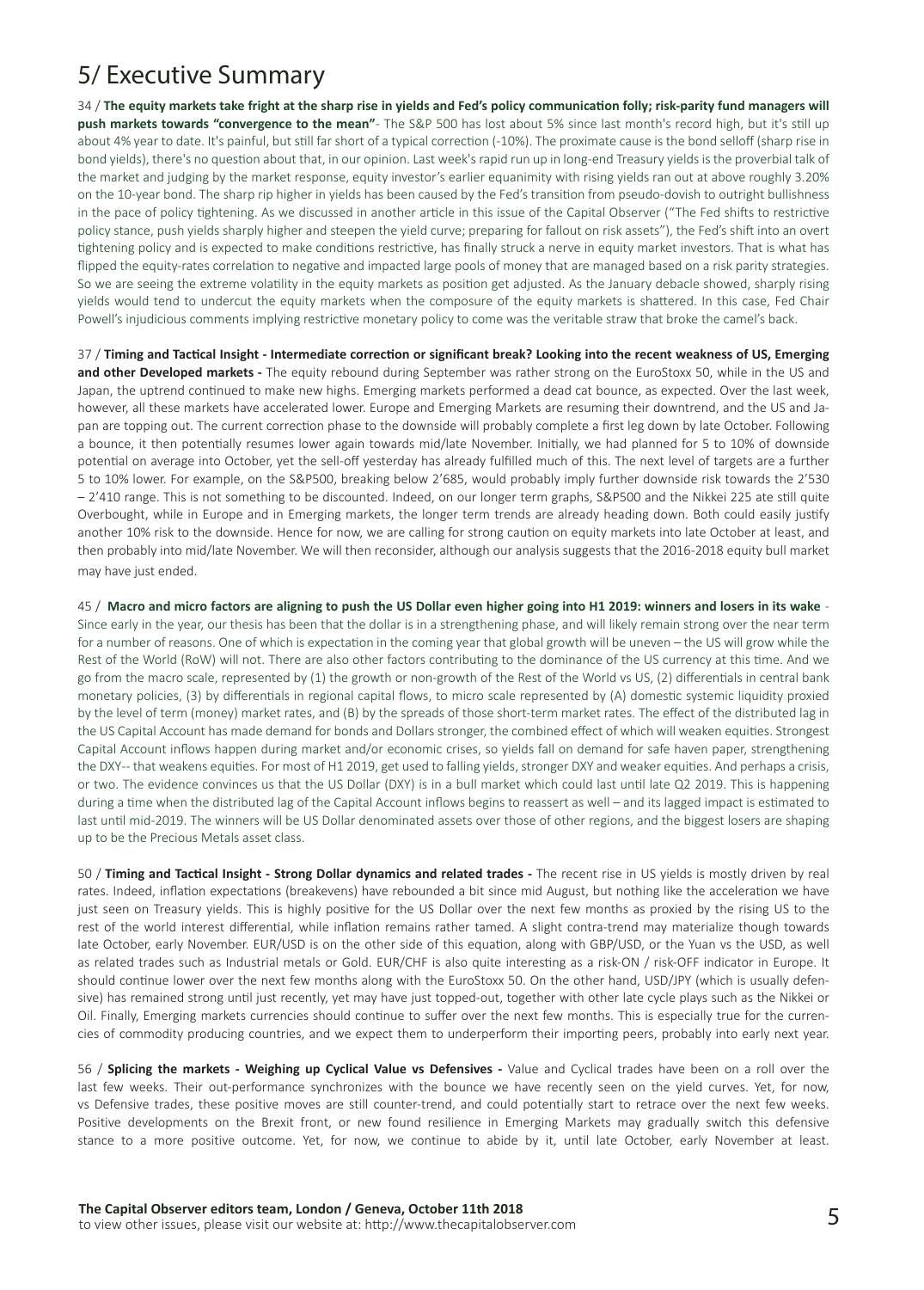# 5/ Executive Summary

34 / **The equity markets take fright at the sharp rise in yields and Fed's policy communication folly; risk-parity fund managers will push markets towards "convergence to the mean"**- The S&P 500 has lost about 5% since last month's record high, but it's still up about 4% year to date. It's painful, but still far short of a typical correction (-10%). The proximate cause is the bond selloff (sharp rise in bond yields), there's no question about that, in our opinion. Last week's rapid run up in long-end Treasury yields is the proverbial talk of the market and judging by the market response, equity investor's earlier equanimity with rising yields ran out at above roughly 3.20% on the 10-year bond. The sharp rip higher in yields has been caused by the Fed's transition from pseudo-dovish to outright bullishness in the pace of policy tightening. As we discussed in another article in this issue of the Capital Observer ("The Fed shifts to restrictive policy stance, push yields sharply higher and steepen the yield curve; preparing for fallout on risk assets"), the Fed's shift into an overt tightening policy and is expected to make conditions restrictive, has finally struck a nerve in equity market investors. That is what has flipped the equity-rates correlation to negative and impacted large pools of money that are managed based on a risk parity strategies. So we are seeing the extreme volatility in the equity markets as position get adjusted. As the January debacle showed, sharply rising yields would tend to undercut the equity markets when the composure of the equity markets is shattered. In this case, Fed Chair Powell's injudicious comments implying restrictive monetary policy to come was the veritable straw that broke the camel's back.

37 / **Timing and Tactical Insight - Intermediate correction or significant break? Looking into the recent weakness of US, Emerging and other Developed markets -** The equity rebound during September was rather strong on the EuroStoxx 50, while in the US and Japan, the uptrend continued to make new highs. Emerging markets performed a dead cat bounce, as expected. Over the last week, however, all these markets have accelerated lower. Europe and Emerging Markets are resuming their downtrend, and the US and Japan are topping out. The current correction phase to the downside will probably complete a first leg down by late October. Following a bounce, it then potentially resumes lower again towards mid/late November. Initially, we had planned for 5 to 10% of downside potential on average into October, yet the sell-off yesterday has already fulfilled much of this. The next level of targets are a further 5 to 10% lower. For example, on the S&P500, breaking below 2'685, would probably imply further downside risk towards the 2'530 – 2'410 range. This is not something to be discounted. Indeed, on our longer term graphs, S&P500 and the Nikkei 225 ate still quite Overbought, while in Europe and in Emerging markets, the longer term trends are already heading down. Both could easily justify another 10% risk to the downside. Hence for now, we are calling for strong caution on equity markets into late October at least, and then probably into mid/late November. We will then reconsider, although our analysis suggests that the 2016-2018 equity bull market may have just ended.

45 / **Macro and micro factors are aligning to push the US Dollar even higher going into H1 2019: winners and losers in its wake** - Since early in the year, our thesis has been that the dollar is in a strengthening phase, and will likely remain strong over the near term for a number of reasons. One of which is expectation in the coming year that global growth will be uneven – the US will grow while the Rest of the World (RoW) will not. There are also other factors contributing to the dominance of the US currency at this time. And we go from the macro scale, represented by (1) the growth or non-growth of the Rest of the World vs US, (2) differentials in central bank monetary policies, (3) by differentials in regional capital flows, to micro scale represented by (A) domestic systemic liquidity proxied by the level of term (money) market rates, and (B) by the spreads of those short-term market rates. The effect of the distributed lag in the US Capital Account has made demand for bonds and Dollars stronger, the combined effect of which will weaken equities. Strongest Capital Account inflows happen during market and/or economic crises, so yields fall on demand for safe haven paper, strengthening the DXY-- that weakens equities. For most of H1 2019, get used to falling yields, stronger DXY and weaker equities. And perhaps a crisis, or two. The evidence convinces us that the US Dollar (DXY) is in a bull market which could last until late Q2 2019. This is happening during a time when the distributed lag of the Capital Account inflows begins to reassert as well – and its lagged impact is estimated to last until mid-2019. The winners will be US Dollar denominated assets over those of other regions, and the biggest losers are shaping up to be the Precious Metals asset class.

50 / **Timing and Tactical Insight - Strong Dollar dynamics and related trades -** The recent rise in US yields is mostly driven by real rates. Indeed, inflation expectations (breakevens) have rebounded a bit since mid August, but nothing like the acceleration we have just seen on Treasury yields. This is highly positive for the US Dollar over the next few months as proxied by the rising US to the rest of the world interest differential, while inflation remains rather tamed. A slight contra-trend may materialize though towards late October, early November. EUR/USD is on the other side of this equation, along with GBP/USD, or the Yuan vs the USD, as well as related trades such as Industrial metals or Gold. EUR/CHF is also quite interesting as a risk-ON / risk-OFF indicator in Europe. It should continue lower over the next few months along with the EuroStoxx 50. On the other hand, USD/JPY (which is usually defensive) has remained strong until just recently, yet may have just topped-out, together with other late cycle plays such as the Nikkei or Oil. Finally, Emerging markets currencies should continue to suffer over the next few months. This is especially true for the currencies of commodity producing countries, and we expect them to underperform their importing peers, probably into early next year.

56 / **Splicing the markets - Weighing up Cyclical Value vs Defensives -** Value and Cyclical trades have been on a roll over the last few weeks. Their out-performance synchronizes with the bounce we have recently seen on the yield curves. Yet, for now, vs Defensive trades, these positive moves are still counter-trend, and could potentially start to retrace over the next few weeks. Positive developments on the Brexit front, or new found resilience in Emerging Markets may gradually switch this defensive stance to a more positive outcome. Yet, for now, we continue to abide by it, until late October, early November at least.

**The Capital Observer editors team, London / Geneva, October 11th 2018**
to view other issues, please visit our website at: http://www.thecapitalobserver.com